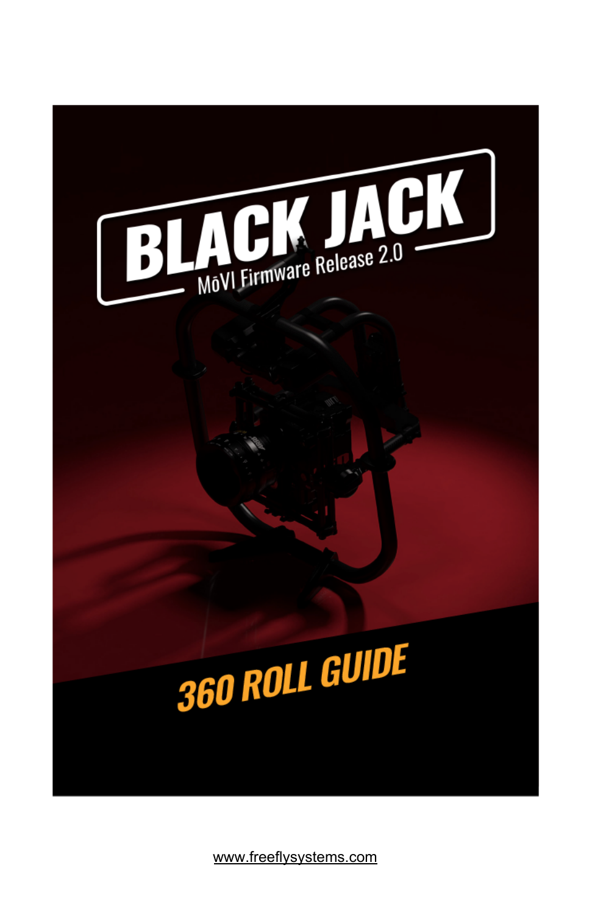# BLACK JACK

MōVI Firmware Release 2.0

## 360 ROLL GUIDE

www.freeflysystems.com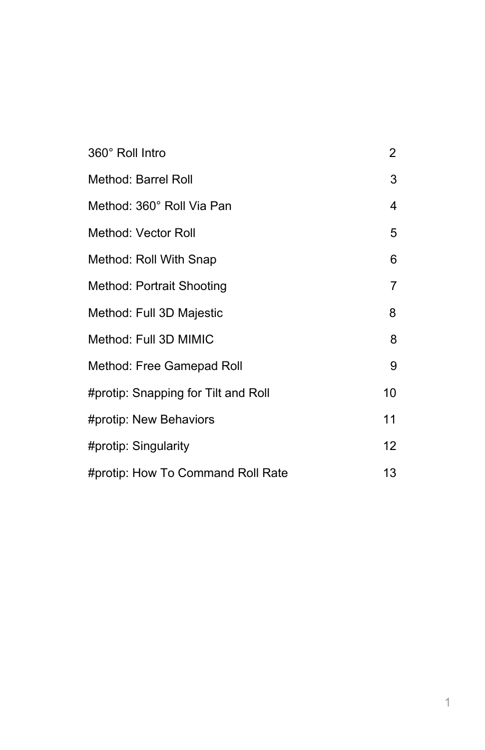| | |
|---|---|
| 360° Roll Intro | 2 |
| Method: Barrel Roll | 3 |
| Method: 360° Roll Via Pan | 4 |
| Method: Vector Roll | 5 |
| Method: Roll With Snap | 6 |
| Method: Portrait Shooting | 7 |
| Method: Full 3D Majestic | 8 |
| Method: Full 3D MIMIC | 8 |
| Method: Free Gamepad Roll | 9 |
| #protip: Snapping for Tilt and Roll | 10 |
| #protip: New Behaviors | 11 |
| #protip: Singularity | 12 |
| #protip: How To Command Roll Rate | 13 |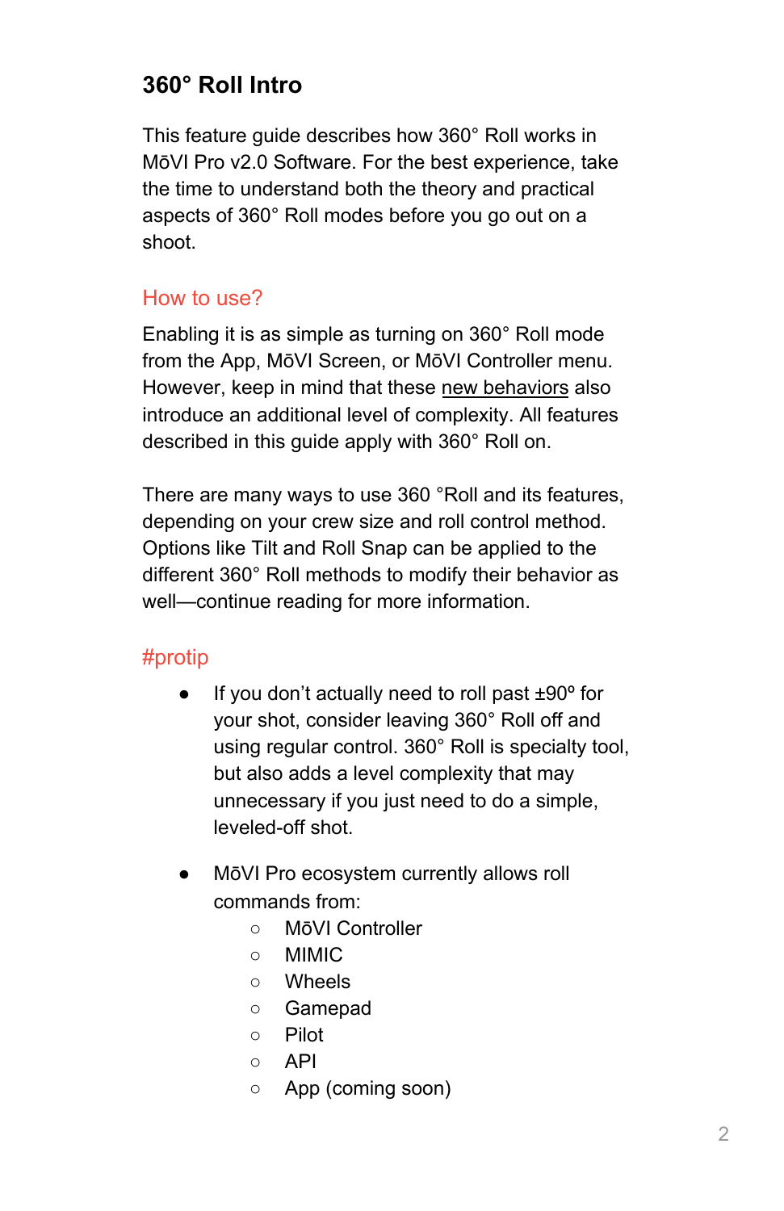## 360° Roll Intro

This feature guide describes how 360° Roll works in MōVI Pro v2.0 Software. For the best experience, take the time to understand both the theory and practical aspects of 360° Roll modes before you go out on a shoot.

### How to use?

Enabling it is as simple as turning on 360° Roll mode from the App, MōVI Screen, or MōVI Controller menu. However, keep in mind that these new behaviors also introduce an additional level of complexity. All features described in this guide apply with 360° Roll on.

There are many ways to use 360 °Roll and its features, depending on your crew size and roll control method. Options like Tilt and Roll Snap can be applied to the different 360° Roll methods to modify their behavior as well—continue reading for more information.

### #protip

- If you don't actually need to roll past ±90º for your shot, consider leaving 360° Roll off and using regular control. 360° Roll is specialty tool, but also adds a level complexity that may unnecessary if you just need to do a simple, leveled-off shot.

- MōVI Pro ecosystem currently allows roll commands from:
    - MōVI Controller
    - MIMIC
    - Wheels
    - Gamepad
    - Pilot
    - API
    - App (coming soon)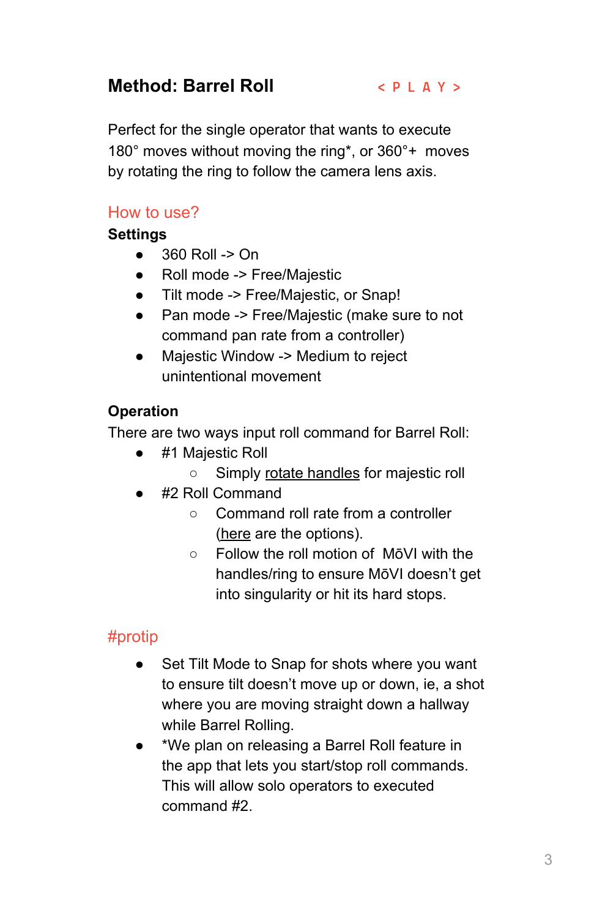## Method: Barrel Roll

< P L A Y >

Perfect for the single operator that wants to execute 180° moves without moving the ring*, or 360°+ moves by rotating the ring to follow the camera lens axis.

### How to use?

**Settings**

- 360 Roll -> On
- Roll mode -> Free/Majestic
- Tilt mode -> Free/Majestic, or Snap!
- Pan mode -> Free/Majestic (make sure to not command pan rate from a controller)
- Majestic Window -> Medium to reject unintentional movement

**Operation**

There are two ways input roll command for Barrel Roll:

- #1 Majestic Roll
  - Simply rotate handles for majestic roll
- #2 Roll Command
  - Command roll rate from a controller (here are the options).
  - Follow the roll motion of MōVI with the handles/ring to ensure MōVI doesn't get into singularity or hit its hard stops.

### #protip

- Set Tilt Mode to Snap for shots where you want to ensure tilt doesn't move up or down, ie, a shot where you are moving straight down a hallway while Barrel Rolling.
- *We plan on releasing a Barrel Roll feature in the app that lets you start/stop roll commands. This will allow solo operators to executed command #2.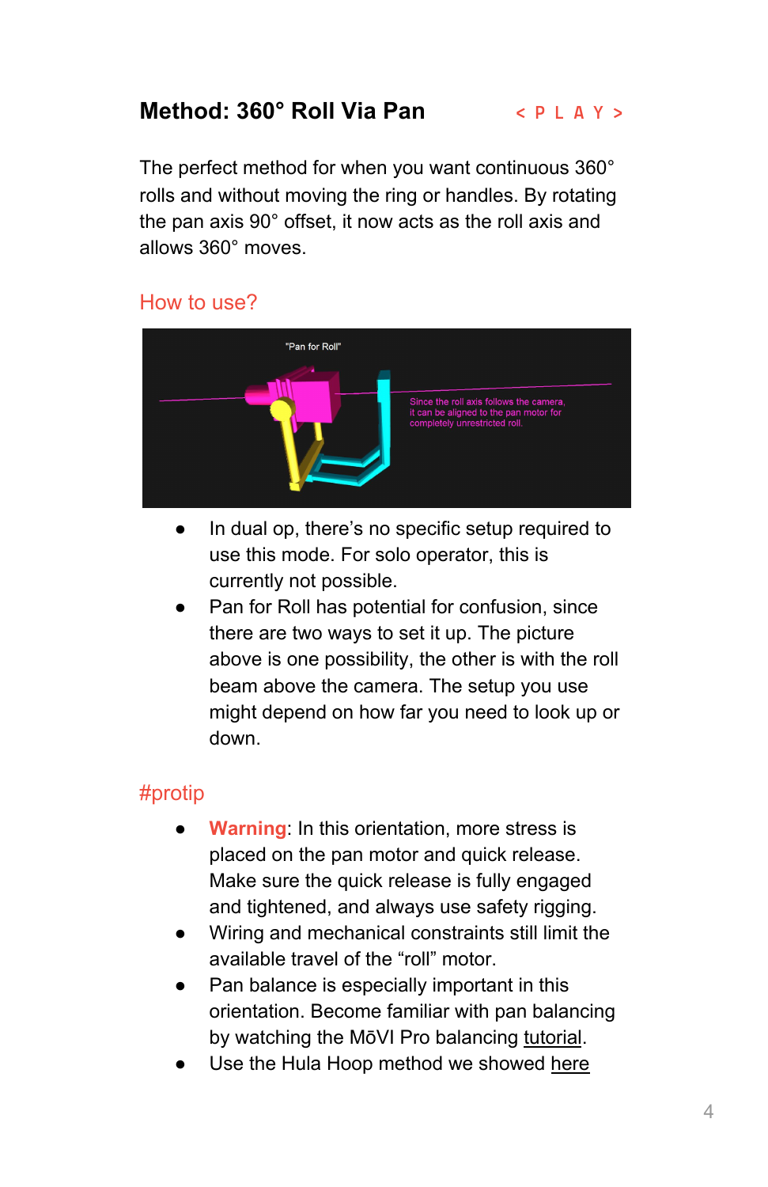## Method: 360° Roll Via Pan

< P L A Y >

The perfect method for when you want continuous 360° rolls and without moving the ring or handles. By rotating the pan axis 90° offset, it now acts as the roll axis and allows 360° moves.

### How to use?

- In dual op, there's no specific setup required to use this mode. For solo operator, this is currently not possible.
- Pan for Roll has potential for confusion, since there are two ways to set it up. The picture above is one possibility, the other is with the roll beam above the camera. The setup you use might depend on how far you need to look up or down.

### #protip

- **Warning**: In this orientation, more stress is placed on the pan motor and quick release. Make sure the quick release is fully engaged and tightened, and always use safety rigging.
- Wiring and mechanical constraints still limit the available travel of the "roll" motor.
- Pan balance is especially important in this orientation. Become familiar with pan balancing by watching the MōVI Pro balancing tutorial.
- Use the Hula Hoop method we showed here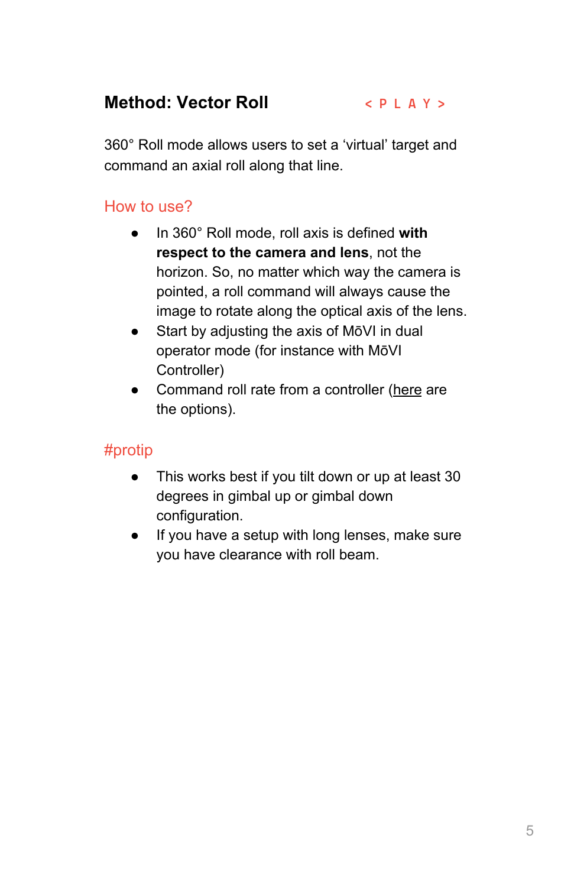## Method: Vector Roll

< P L A Y >

360° Roll mode allows users to set a ‘virtual’ target and command an axial roll along that line.

### How to use?

- In 360° Roll mode, roll axis is defined **with respect to the camera and lens**, not the horizon. So, no matter which way the camera is pointed, a roll command will always cause the image to rotate along the optical axis of the lens.
- Start by adjusting the axis of MōVI in dual operator mode (for instance with MōVI Controller)
- Command roll rate from a controller (here are the options).

### #protip

- This works best if you tilt down or up at least 30 degrees in gimbal up or gimbal down configuration.
- If you have a setup with long lenses, make sure you have clearance with roll beam.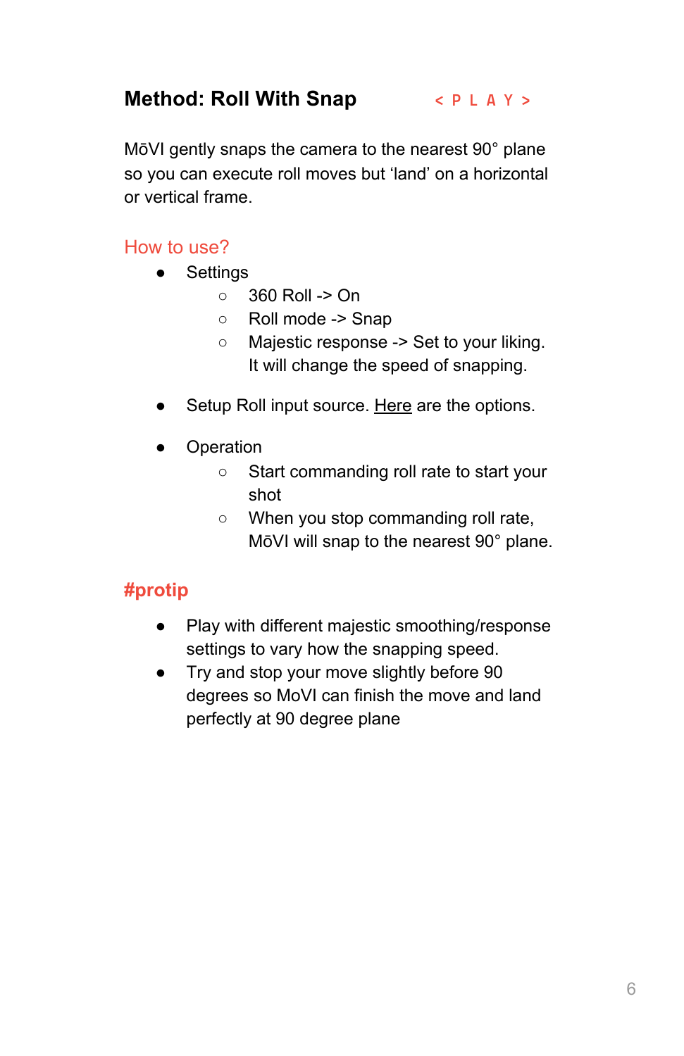## Method: Roll With Snap

< P L A Y >

MōVI gently snaps the camera to the nearest 90° plane so you can execute roll moves but 'land' on a horizontal or vertical frame.

### How to use?

- Settings
  - 360 Roll -> On
  - Roll mode -> Snap
  - Majestic response -> Set to your liking. It will change the speed of snapping.

- Setup Roll input source. Here are the options.

- Operation
  - Start commanding roll rate to start your shot
  - When you stop commanding roll rate, MōVI will snap to the nearest 90° plane.

### #protip

- Play with different majestic smoothing/response settings to vary how the snapping speed.
- Try and stop your move slightly before 90 degrees so MoVI can finish the move and land perfectly at 90 degree plane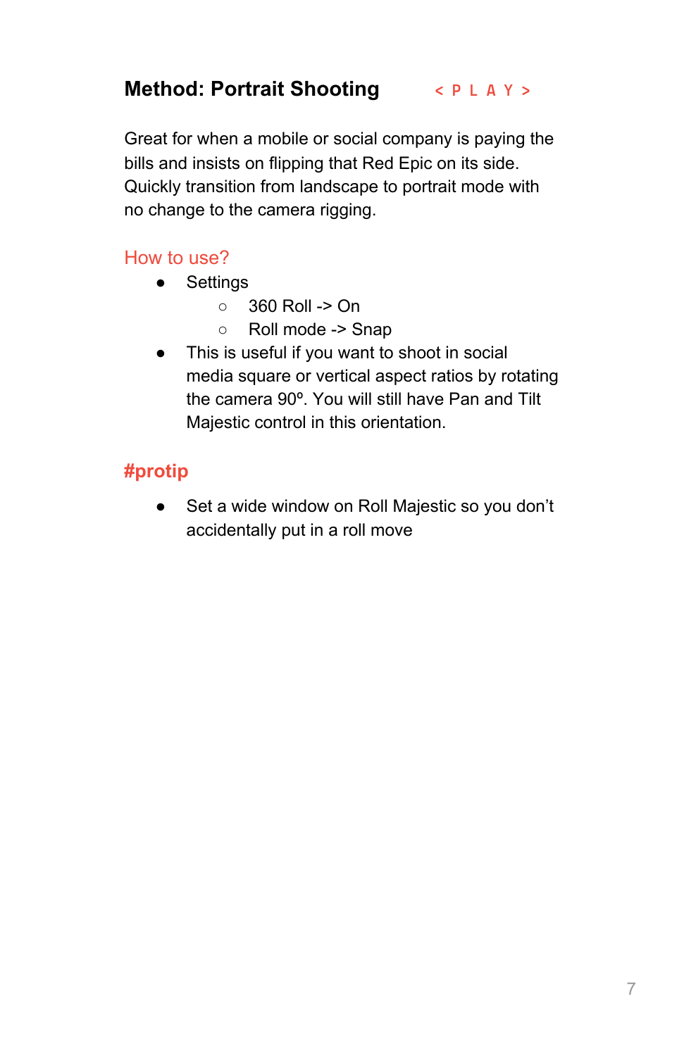## Method: Portrait Shooting

< P L A Y >

Great for when a mobile or social company is paying the bills and insists on flipping that Red Epic on its side. Quickly transition from landscape to portrait mode with no change to the camera rigging.

### How to use?

- Settings
  - 360 Roll -> On
  - Roll mode -> Snap
- This is useful if you want to shoot in social media square or vertical aspect ratios by rotating the camera 90º. You will still have Pan and Tilt Majestic control in this orientation.

### #protip

- Set a wide window on Roll Majestic so you don't accidentally put in a roll move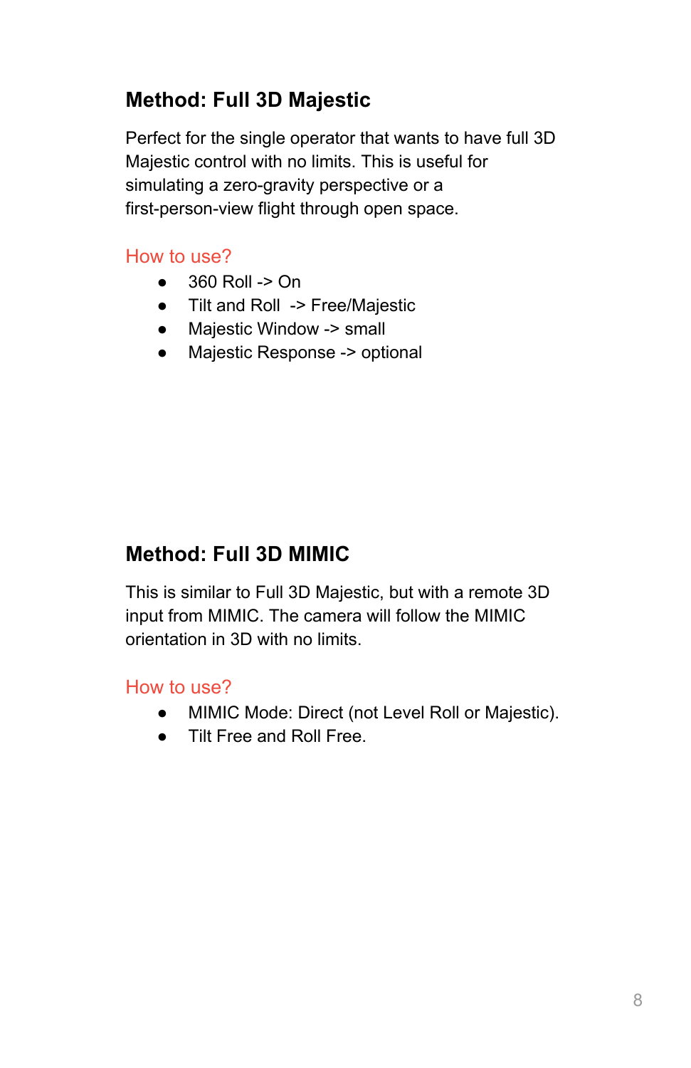## Method: Full 3D Majestic

Perfect for the single operator that wants to have full 3D Majestic control with no limits. This is useful for simulating a zero-gravity perspective or a first-person-view flight through open space.

### How to use?

- 360 Roll -> On
- Tilt and Roll -> Free/Majestic
- Majestic Window -> small
- Majestic Response -> optional

## Method: Full 3D MIMIC

This is similar to Full 3D Majestic, but with a remote 3D input from MIMIC. The camera will follow the MIMIC orientation in 3D with no limits.

### How to use?

- MIMIC Mode: Direct (not Level Roll or Majestic).
- Tilt Free and Roll Free.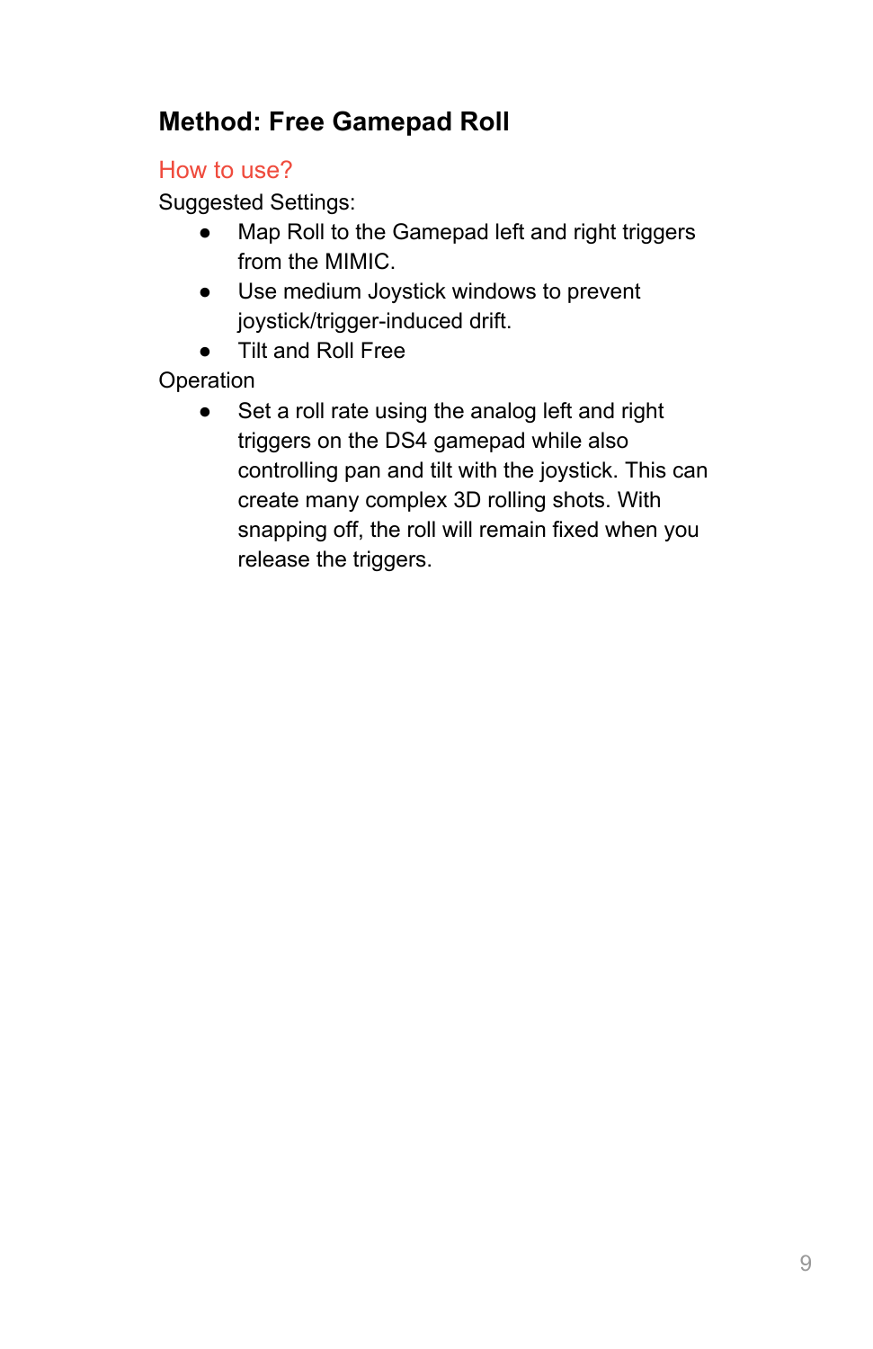## Method: Free Gamepad Roll

### How to use?

Suggested Settings:

- Map Roll to the Gamepad left and right triggers from the MIMIC.
- Use medium Joystick windows to prevent joystick/trigger-induced drift.
- Tilt and Roll Free

Operation

- Set a roll rate using the analog left and right triggers on the DS4 gamepad while also controlling pan and tilt with the joystick. This can create many complex 3D rolling shots. With snapping off, the roll will remain fixed when you release the triggers.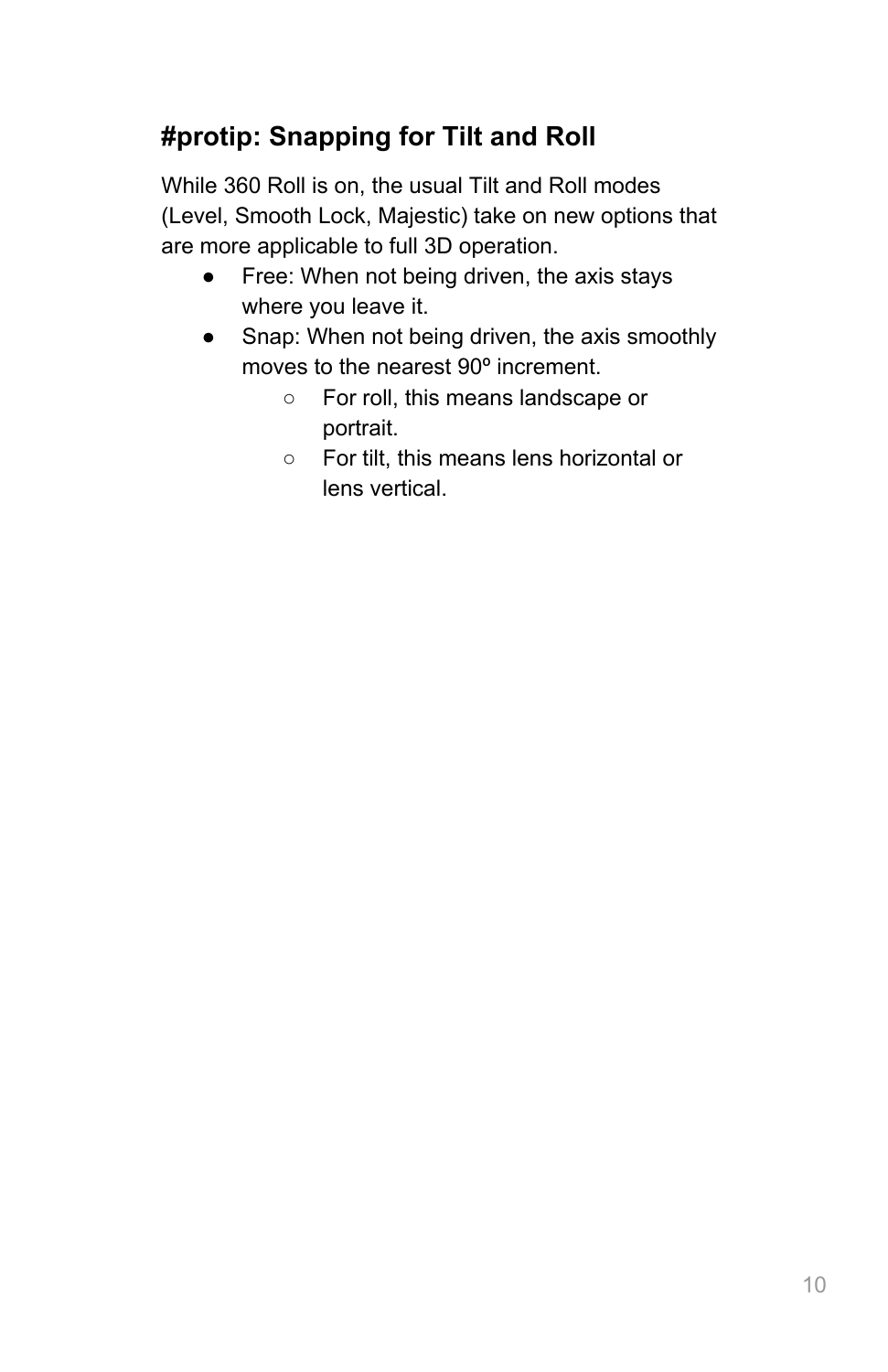### #protip: Snapping for Tilt and Roll

While 360 Roll is on, the usual Tilt and Roll modes (Level, Smooth Lock, Majestic) take on new options that are more applicable to full 3D operation.

- Free: When not being driven, the axis stays where you leave it.
- Snap: When not being driven, the axis smoothly moves to the nearest 90º increment.
  - For roll, this means landscape or portrait.
  - For tilt, this means lens horizontal or lens vertical.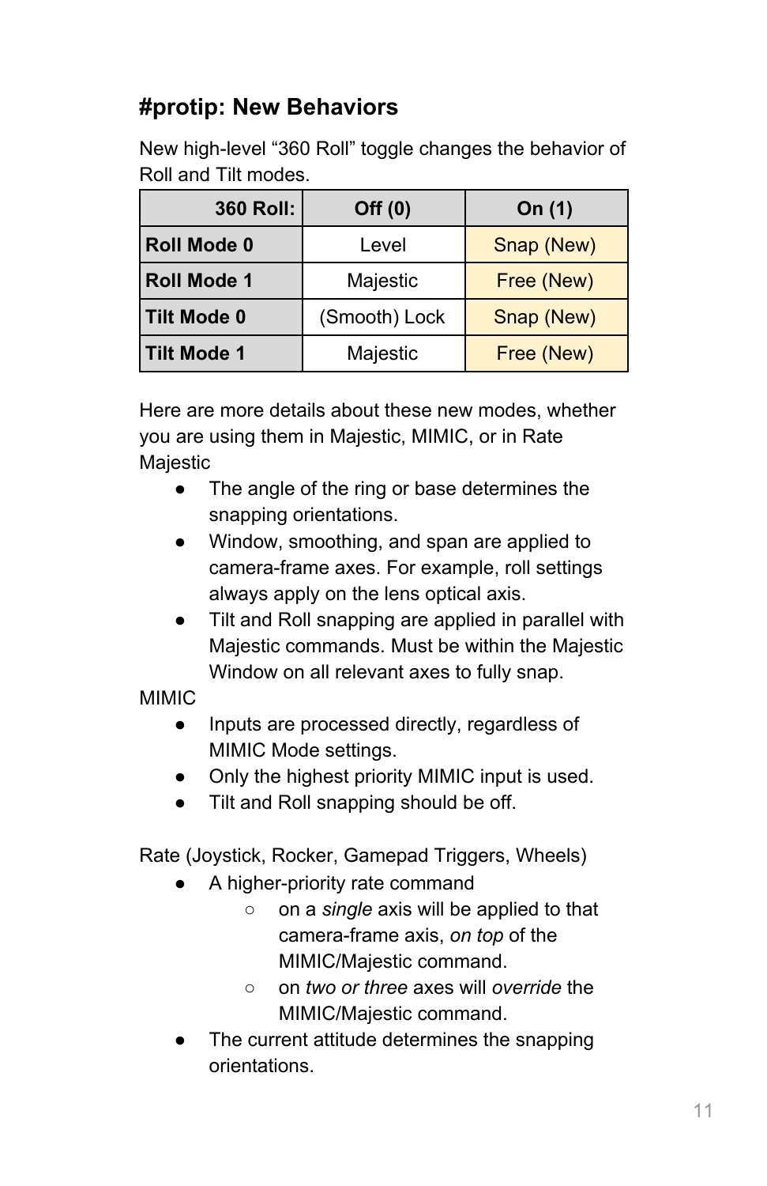## #protip: New Behaviors

New high-level “360 Roll” toggle changes the behavior of Roll and Tilt modes.

| 360 Roll: | Off (0) | On (1) |
|---|---|---|
| **Roll Mode 0** | Level | Snap (New) |
| **Roll Mode 1** | Majestic | Free (New) |
| **Tilt Mode 0** | (Smooth) Lock | Snap (New) |
| **Tilt Mode 1** | Majestic | Free (New) |

Here are more details about these new modes, whether you are using them in Majestic, MIMIC, or in Rate Majestic

- The angle of the ring or base determines the snapping orientations.
- Window, smoothing, and span are applied to camera-frame axes. For example, roll settings always apply on the lens optical axis.
- Tilt and Roll snapping are applied in parallel with Majestic commands. Must be within the Majestic Window on all relevant axes to fully snap.

MIMIC

- Inputs are processed directly, regardless of MIMIC Mode settings.
- Only the highest priority MIMIC input is used.
- Tilt and Roll snapping should be off.

Rate (Joystick, Rocker, Gamepad Triggers, Wheels)

- A higher-priority rate command
  - on a *single* axis will be applied to that camera-frame axis, *on top* of the MIMIC/Majestic command.
  - on *two or three* axes will *override* the MIMIC/Majestic command.
- The current attitude determines the snapping orientations.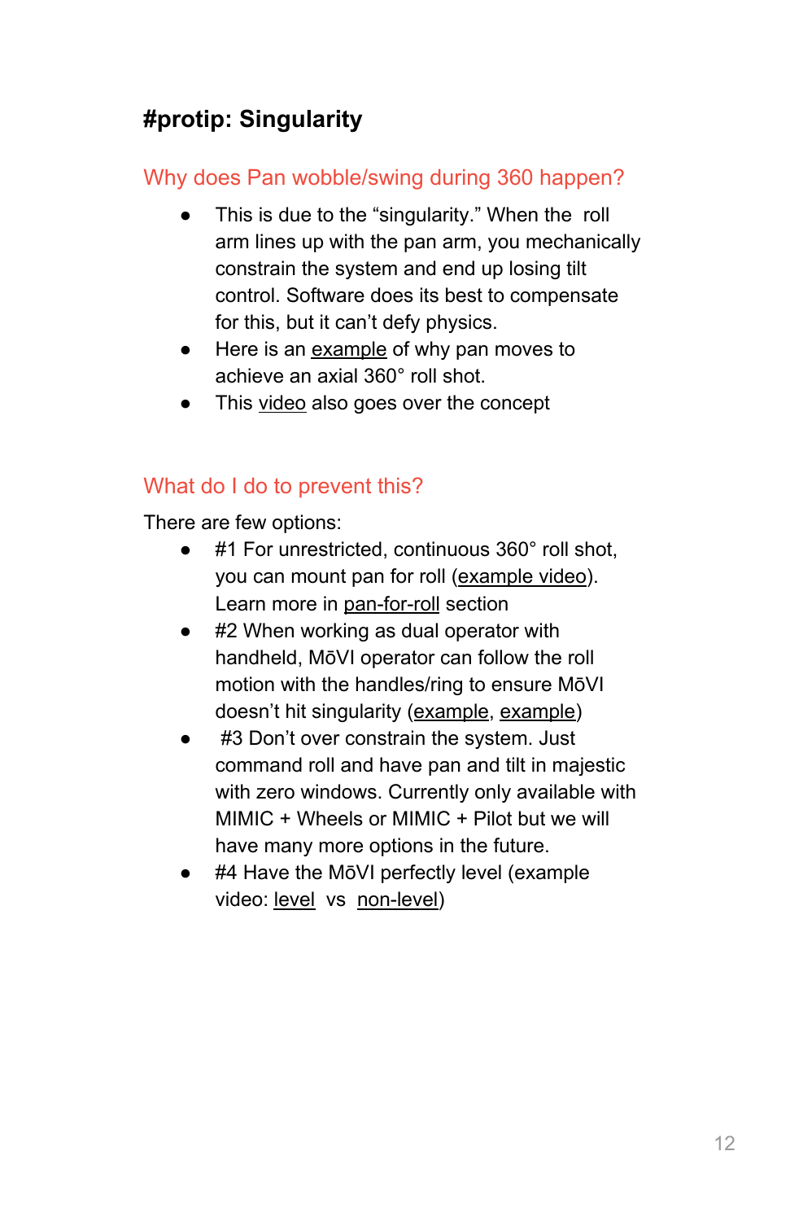## #protip: Singularity

### Why does Pan wobble/swing during 360 happen?

- This is due to the "singularity." When the roll arm lines up with the pan arm, you mechanically constrain the system and end up losing tilt control. Software does its best to compensate for this, but it can't defy physics.
- Here is an example of why pan moves to achieve an axial 360° roll shot.
- This video also goes over the concept

### What do I do to prevent this?

There are few options:

- #1 For unrestricted, continuous 360° roll shot, you can mount pan for roll (example video). Learn more in pan-for-roll section
- #2 When working as dual operator with handheld, MōVI operator can follow the roll motion with the handles/ring to ensure MōVI doesn't hit singularity (example, example)
- #3 Don't over constrain the system. Just command roll and have pan and tilt in majestic with zero windows. Currently only available with MIMIC + Wheels or MIMIC + Pilot but we will have many more options in the future.
- #4 Have the MōVI perfectly level (example video: level vs non-level)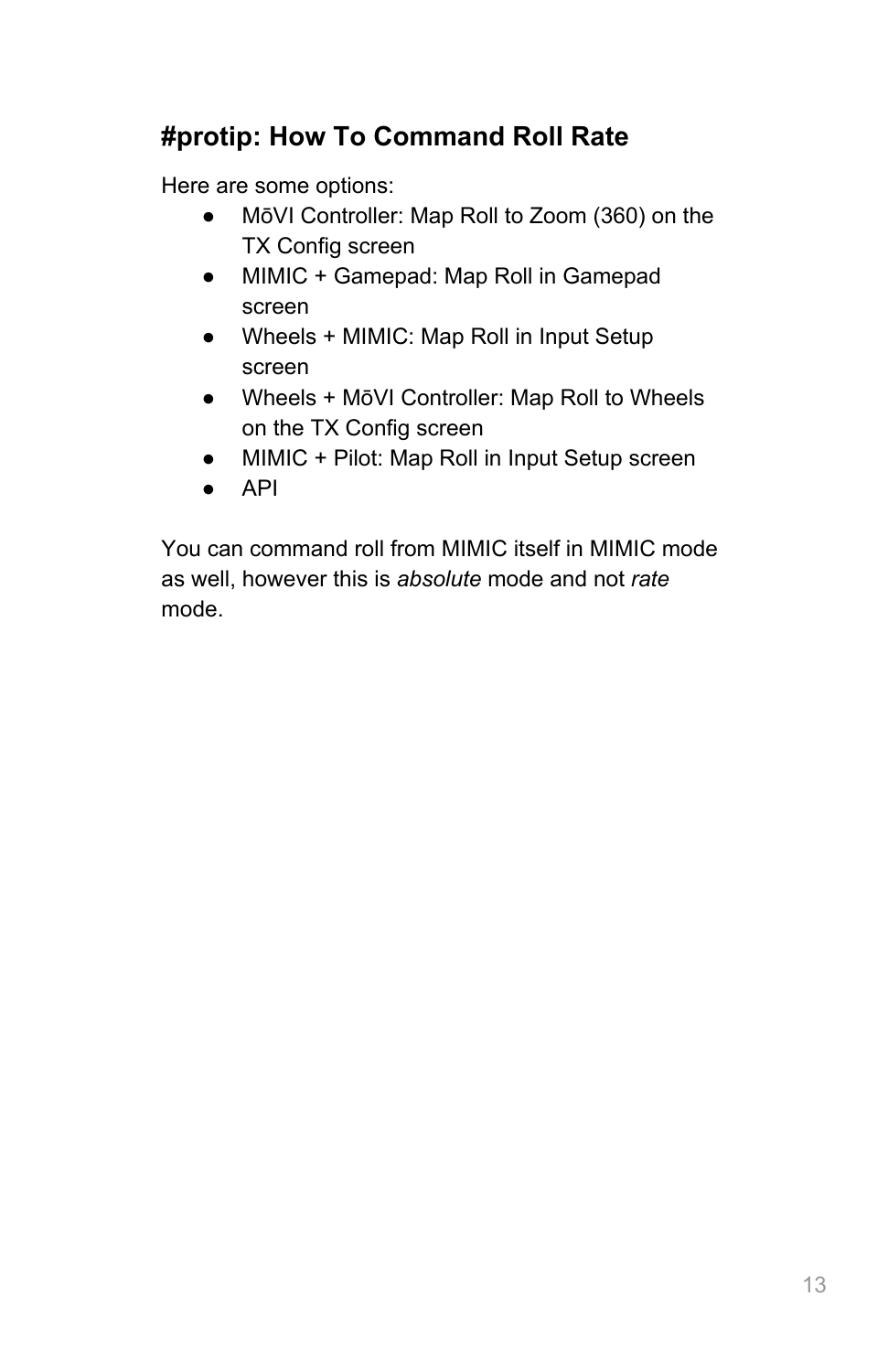## #protip: How To Command Roll Rate

Here are some options:

- MōVI Controller: Map Roll to Zoom (360) on the TX Config screen
- MIMIC + Gamepad: Map Roll in Gamepad screen
- Wheels + MIMIC: Map Roll in Input Setup screen
- Wheels + MōVI Controller: Map Roll to Wheels on the TX Config screen
- MIMIC + Pilot: Map Roll in Input Setup screen
- API

You can command roll from MIMIC itself in MIMIC mode as well, however this is *absolute* mode and not *rate* mode.